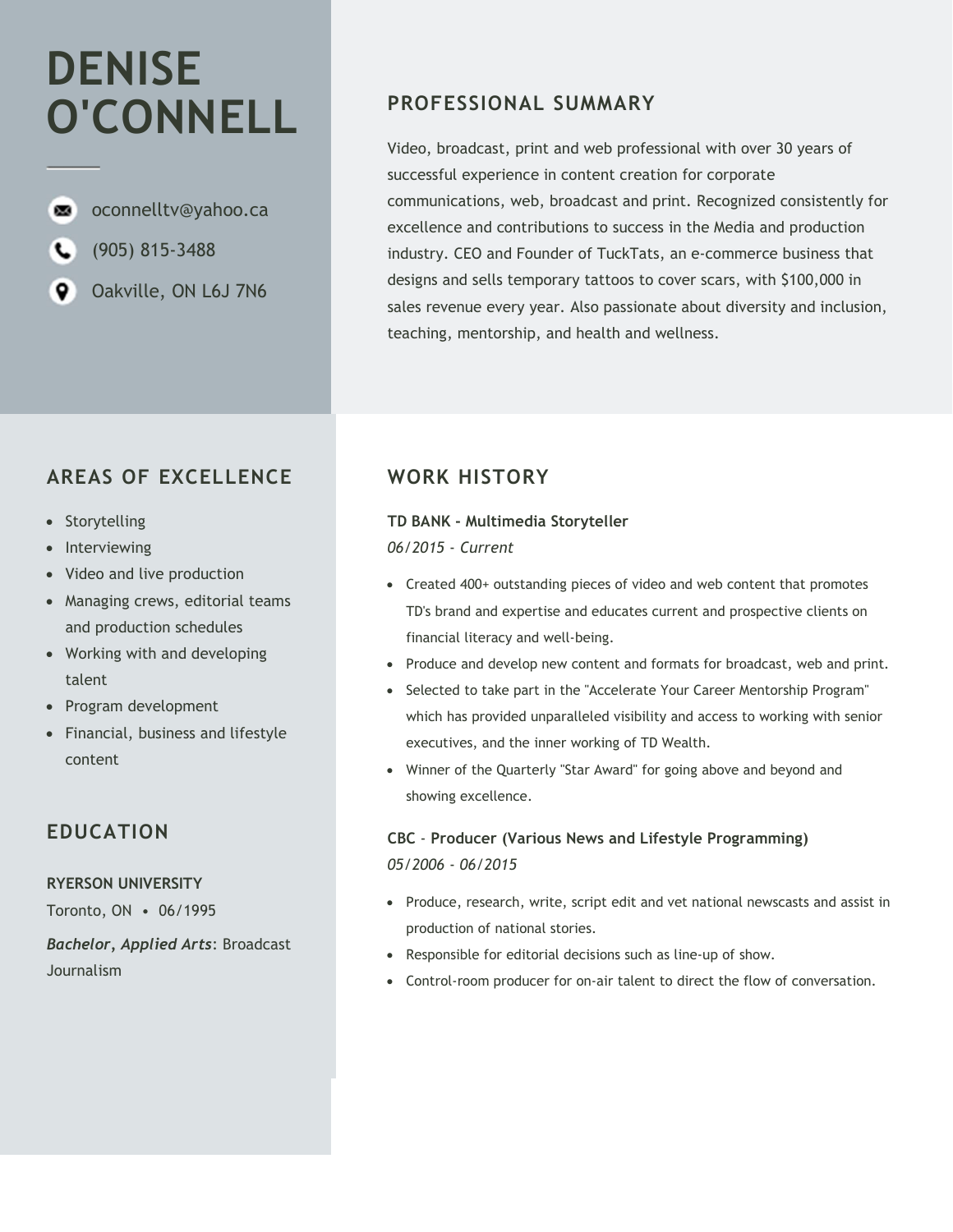# DENISE O'CONNELL

oconnelltv@yahoo.ca

(905) 815-3488

Oakville, ON L6J 7N6

## PROFESSIONAL SUMMARY

Video, broadcast, print and web professional with over 30 years of successful experience in content creation for corporate communications, web, broadcast and print. Recognized consistently for excellence and contributions to success in the Media and production industry. CEO and Founder of TuckTats, an e-commerce business that designs and sells temporary tattoos to cover scars, with $100,000 in sales revenue every year. Also passionate about diversity and inclusion, teaching, mentorship, and health and wellness.

## AREAS OF EXCELLENCE

- Storytelling
- Interviewing
- Video and live production
- Managing crews, editorial teams and production schedules
- Working with and developing talent
- Program development
- Financial, business and lifestyle content

## EDUCATION

**RYERSON UNIVERSITY**

Toronto, ON • 06/1995

***Bachelor*, *Applied Arts***: Broadcast Journalism

## WORK HISTORY

**TD BANK - Multimedia Storyteller**

*06/2015 - Current*

- Created 400+ outstanding pieces of video and web content that promotes TD's brand and expertise and educates current and prospective clients on financial literacy and well-being.
- Produce and develop new content and formats for broadcast, web and print.
- Selected to take part in the "Accelerate Your Career Mentorship Program" which has provided unparalleled visibility and access to working with senior executives, and the inner working of TD Wealth.
- Winner of the Quarterly "Star Award" for going above and beyond and showing excellence.

**CBC - Producer (Various News and Lifestyle Programming)**

*05/2006 - 06/2015*

- Produce, research, write, script edit and vet national newscasts and assist in production of national stories.
- Responsible for editorial decisions such as line-up of show.
- Control-room producer for on-air talent to direct the flow of conversation.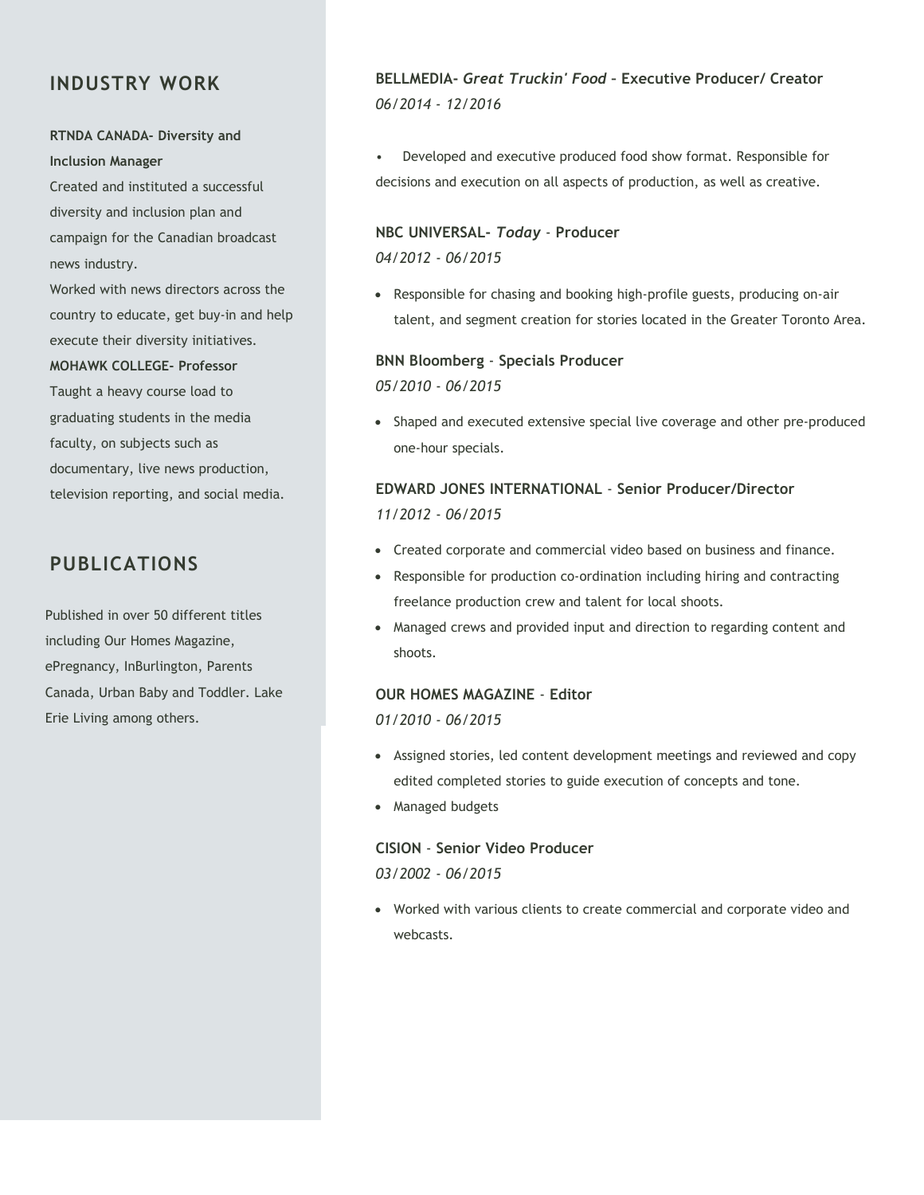## INDUSTRY WORK

**RTNDA CANADA- Diversity and Inclusion Manager**

Created and instituted a successful diversity and inclusion plan and campaign for the Canadian broadcast news industry.

Worked with news directors across the country to educate, get buy-in and help execute their diversity initiatives.

**MOHAWK COLLEGE- Professor**

Taught a heavy course load to graduating students in the media faculty, on subjects such as documentary, live news production, television reporting, and social media.

## PUBLICATIONS

Published in over 50 different titles including Our Homes Magazine, ePregnancy, InBurlington, Parents Canada, Urban Baby and Toddler. Lake Erie Living among others.

**BELLMEDIA- *Great Truckin' Food* – Executive Producer/ Creator**
*06/2014 - 12/2016*

- Developed and executive produced food show format. Responsible for decisions and execution on all aspects of production, as well as creative.

**NBC UNIVERSAL- *Today* - Producer**
*04/2012 - 06/2015*

- Responsible for chasing and booking high-profile guests, producing on-air talent, and segment creation for stories located in the Greater Toronto Area.

**BNN Bloomberg - Specials Producer**
*05/2010 - 06/2015*

- Shaped and executed extensive special live coverage and other pre-produced one-hour specials.

**EDWARD JONES INTERNATIONAL - Senior Producer/Director**
*11/2012 - 06/2015*

- Created corporate and commercial video based on business and finance.
- Responsible for production co-ordination including hiring and contracting freelance production crew and talent for local shoots.
- Managed crews and provided input and direction to regarding content and shoots.

**OUR HOMES MAGAZINE - Editor**
*01/2010 - 06/2015*

- Assigned stories, led content development meetings and reviewed and copy edited completed stories to guide execution of concepts and tone.
- Managed budgets

**CISION - Senior Video Producer**
*03/2002 - 06/2015*

- Worked with various clients to create commercial and corporate video and webcasts.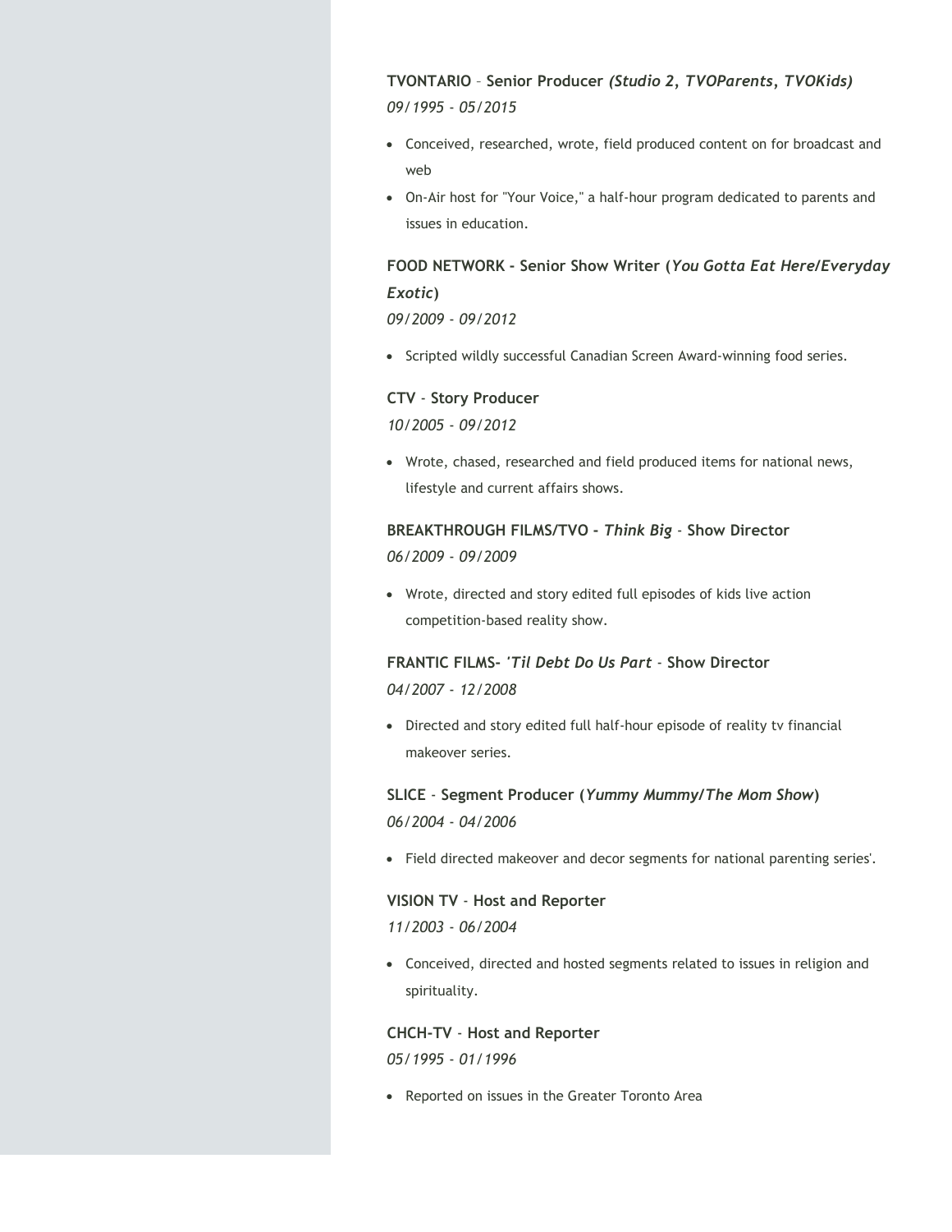**TVONTARIO** – **Senior Producer** ***(Studio 2, TVOParents, TVOKids)***
*09/1995 - 05/2015*

- Conceived, researched, wrote, field produced content on for broadcast and web
- On-Air host for "Your Voice," a half-hour program dedicated to parents and issues in education.

**FOOD NETWORK - Senior Show Writer (*You Gotta Eat Here/Everyday Exotic*)**
*09/2009 - 09/2012*

- Scripted wildly successful Canadian Screen Award-winning food series.

**CTV** - **Story Producer**
*10/2005 - 09/2012*

- Wrote, chased, researched and field produced items for national news, lifestyle and current affairs shows.

**BREAKTHROUGH FILMS/TVO - *Think Big*** - **Show Director**
*06/2009 - 09/2009*

- Wrote, directed and story edited full episodes of kids live action competition-based reality show.

**FRANTIC FILMS- *'Til Debt Do Us Part*** - **Show Director**
*04/2007 - 12/2008*

- Directed and story edited full half-hour episode of reality tv financial makeover series.

**SLICE** - **Segment Producer (*Yummy Mummy/The Mom Show*)**
*06/2004 - 04/2006*

- Field directed makeover and decor segments for national parenting series'.

**VISION TV** - **Host and Reporter**
*11/2003 - 06/2004*

- Conceived, directed and hosted segments related to issues in religion and spirituality.

**CHCH-TV** - **Host and Reporter**
*05/1995 - 01/1996*

- Reported on issues in the Greater Toronto Area